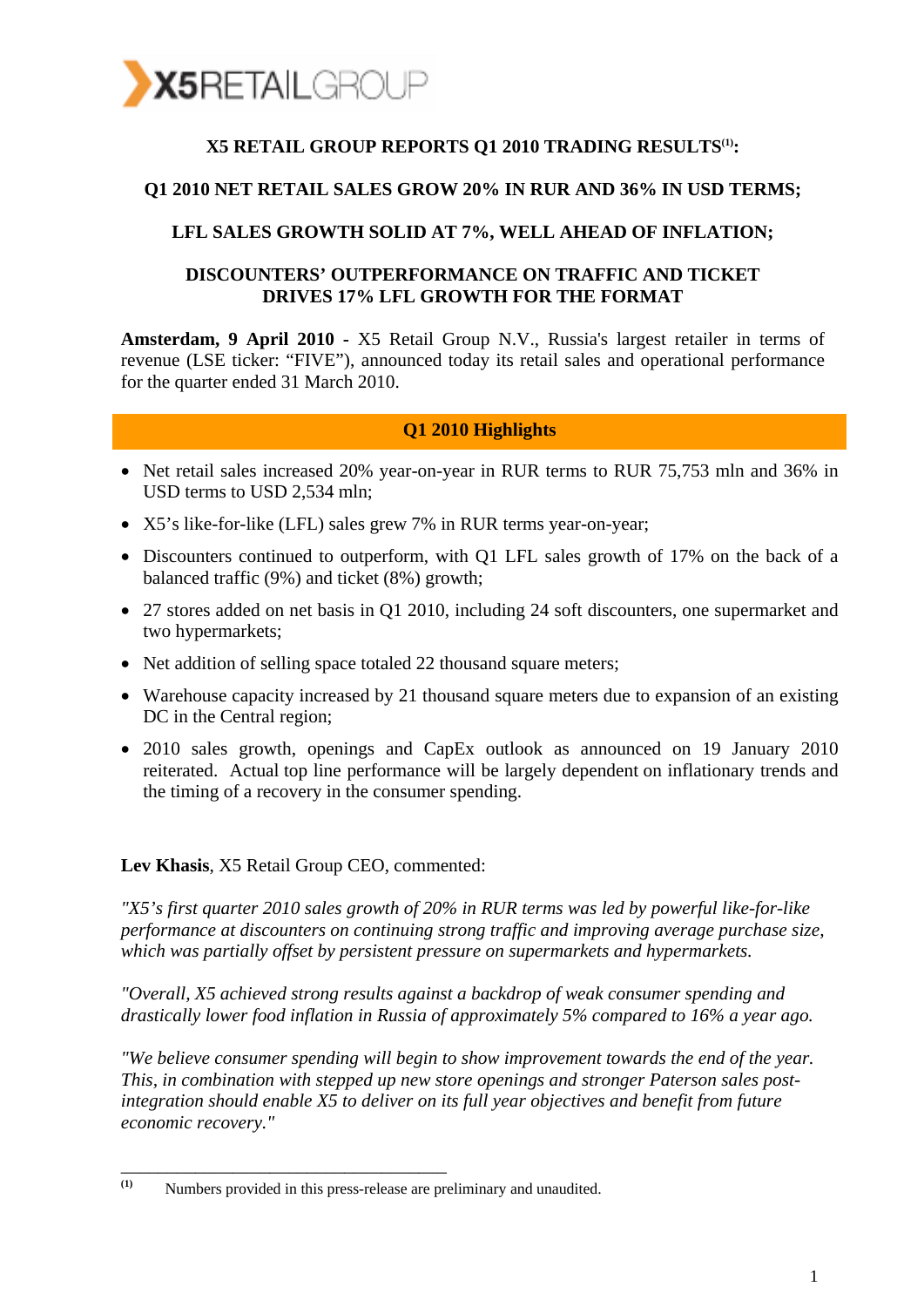X5RETAILGROUP

# X5 RETAIL GROUP REPORTS Q1 2010 TRADING RESULTS[1]:

## Q1 2010 NET RETAIL SALES GROW 20% IN RUR AND 36% IN USD TERMS;

## LFL SALES GROWTH SOLID AT 7%, WELL AHEAD OF INFLATION;

## DISCOUNTERS' OUTPERFORMANCE ON TRAFFIC AND TICKET DRIVES 17% LFL GROWTH FOR THE FORMAT

**Amsterdam, 9 April 2010 -** X5 Retail Group N.V., Russia's largest retailer in terms of revenue (LSE ticker: "FIVE"), announced today its retail sales and operational performance for the quarter ended 31 March 2010.

### Q1 2010 Highlights

- Net retail sales increased 20% year-on-year in RUR terms to RUR 75,753 mln and 36% in USD terms to USD 2,534 mln;
- X5's like-for-like (LFL) sales grew 7% in RUR terms year-on-year;
- Discounters continued to outperform, with Q1 LFL sales growth of 17% on the back of a balanced traffic (9%) and ticket (8%) growth;
- 27 stores added on net basis in Q1 2010, including 24 soft discounters, one supermarket and two hypermarkets;
- Net addition of selling space totaled 22 thousand square meters;
- Warehouse capacity increased by 21 thousand square meters due to expansion of an existing DC in the Central region;
- 2010 sales growth, openings and CapEx outlook as announced on 19 January 2010 reiterated. Actual top line performance will be largely dependent on inflationary trends and the timing of a recovery in the consumer spending.

**Lev Khasis**, X5 Retail Group CEO, commented:

*"X5's first quarter 2010 sales growth of 20% in RUR terms was led by powerful like-for-like performance at discounters on continuing strong traffic and improving average purchase size, which was partially offset by persistent pressure on supermarkets and hypermarkets.*

*"Overall, X5 achieved strong results against a backdrop of weak consumer spending and drastically lower food inflation in Russia of approximately 5% compared to 16% a year ago.*

*"We believe consumer spending will begin to show improvement towards the end of the year. This, in combination with stepped up new store openings and stronger Paterson sales post-integration should enable X5 to deliver on its full year objectives and benefit from future economic recovery."*

---

[1] Numbers provided in this press-release are preliminary and unaudited.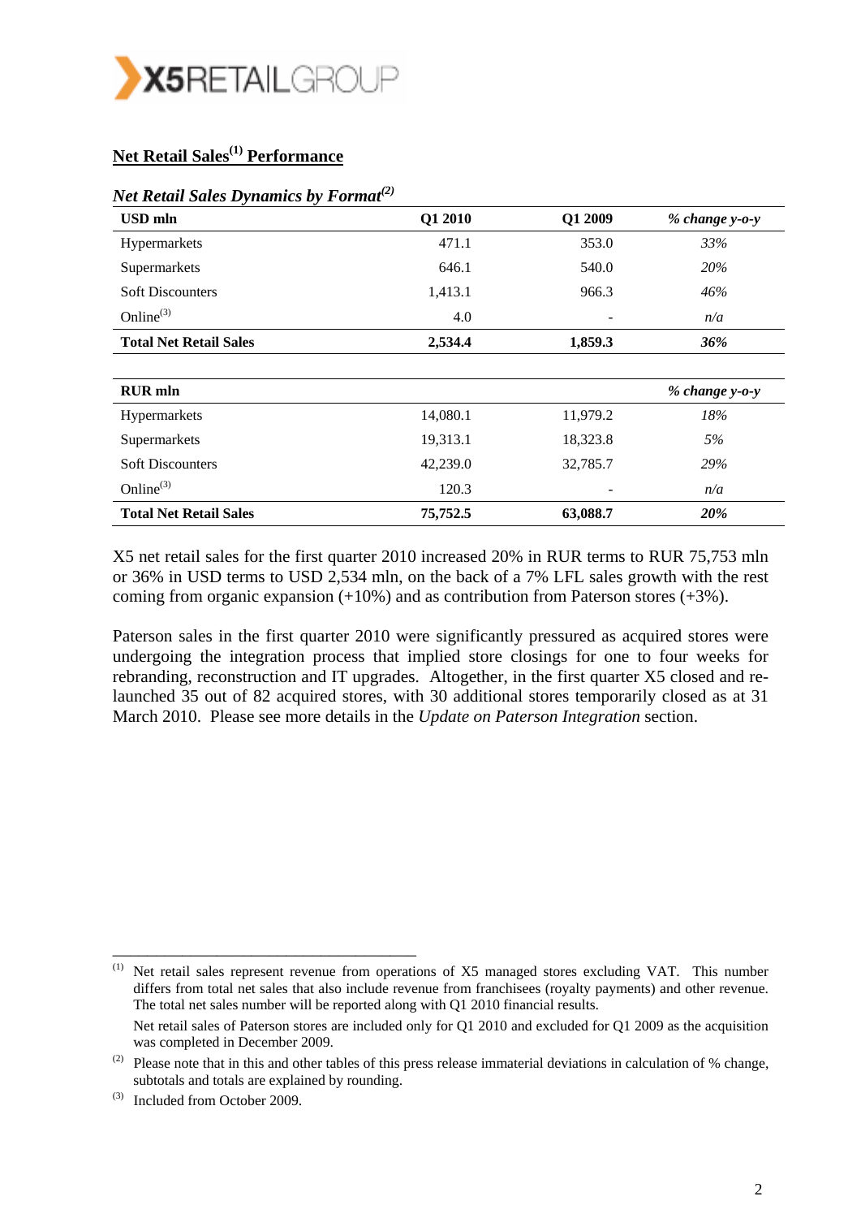## Net Retail Sales[1] Performance

*Net Retail Sales Dynamics by Format[2]*

| USD mln | Q1 2010 | Q1 2009 | *% change y-o-y* |
|---|---|---|---|
| Hypermarkets | 471.1 | 353.0 | *33%* |
| Supermarkets | 646.1 | 540.0 | *20%* |
| Soft Discounters | 1,413.1 | 966.3 | *46%* |
| Online[3] | 4.0 | - | *n/a* |
| **Total Net Retail Sales** | **2,534.4** | **1,859.3** | ***36%*** |

| RUR mln | | | *% change y-o-y* |
|---|---|---|---|
| Hypermarkets | 14,080.1 | 11,979.2 | *18%* |
| Supermarkets | 19,313.1 | 18,323.8 | *5%* |
| Soft Discounters | 42,239.0 | 32,785.7 | *29%* |
| Online[3] | 120.3 | - | *n/a* |
| **Total Net Retail Sales** | **75,752.5** | **63,088.7** | ***20%*** |

X5 net retail sales for the first quarter 2010 increased 20% in RUR terms to RUR 75,753 mln or 36% in USD terms to USD 2,534 mln, on the back of a 7% LFL sales growth with the rest coming from organic expansion (+10%) and as contribution from Paterson stores (+3%).

Paterson sales in the first quarter 2010 were significantly pressured as acquired stores were undergoing the integration process that implied store closings for one to four weeks for rebranding, reconstruction and IT upgrades. Altogether, in the first quarter X5 closed and re-launched 35 out of 82 acquired stores, with 30 additional stores temporarily closed as at 31 March 2010. Please see more details in the *Update on Paterson Integration* section.

---

[1] Net retail sales represent revenue from operations of X5 managed stores excluding VAT. This number differs from total net sales that also include revenue from franchisees (royalty payments) and other revenue. The total net sales number will be reported along with Q1 2010 financial results.

Net retail sales of Paterson stores are included only for Q1 2010 and excluded for Q1 2009 as the acquisition was completed in December 2009.

[2] Please note that in this and other tables of this press release immaterial deviations in calculation of % change, subtotals and totals are explained by rounding.

[3] Included from October 2009.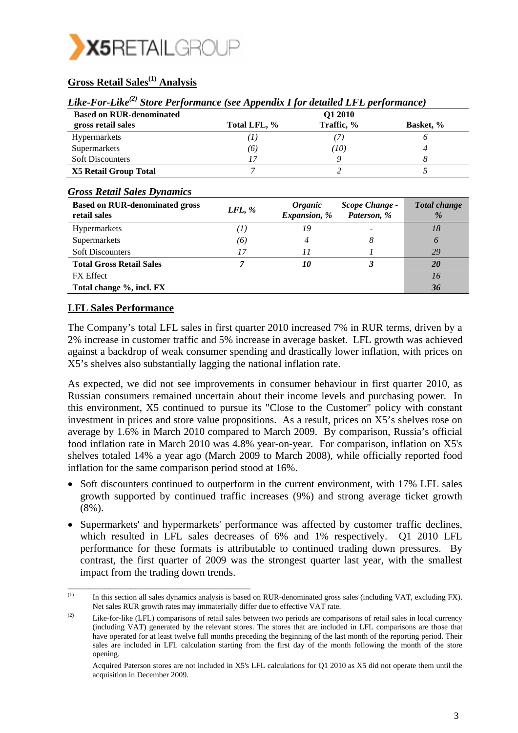## Gross Retail Sales[1] Analysis

*Like-For-Like[2] Store Performance (see Appendix I for detailed LFL performance)*

| Based on RUR-denominated gross retail sales | Total LFL, % | Q1 2010 Traffic, % | Basket, % |
|---|---|---|---|
| Hypermarkets | *(1)* | *(7)* | *6* |
| Supermarkets | *(6)* | *(10)* | *4* |
| Soft Discounters | *17* | *9* | *8* |
| **X5 Retail Group Total** | *7* | *2* | *5* |

*Gross Retail Sales Dynamics*

| Based on RUR-denominated gross retail sales | *LFL, %* | *Organic Expansion, %* | *Scope Change - Paterson, %* | *Total change %* |
|---|---|---|---|---|
| Hypermarkets | *(1)* | *19* | - | *18* |
| Supermarkets | *(6)* | *4* | *8* | *6* |
| Soft Discounters | *17* | *11* | *1* | *29* |
| **Total Gross Retail Sales** | ***7*** | ***10*** | ***3*** | ***20*** |
| FX Effect | | | | *16* |
| **Total change %, incl. FX** | | | | ***36*** |

## LFL Sales Performance

The Company's total LFL sales in first quarter 2010 increased 7% in RUR terms, driven by a 2% increase in customer traffic and 5% increase in average basket. LFL growth was achieved against a backdrop of weak consumer spending and drastically lower inflation, with prices on X5's shelves also substantially lagging the national inflation rate.

As expected, we did not see improvements in consumer behaviour in first quarter 2010, as Russian consumers remained uncertain about their income levels and purchasing power. In this environment, X5 continued to pursue its "Close to the Customer" policy with constant investment in prices and store value propositions. As a result, prices on X5's shelves rose on average by 1.6% in March 2010 compared to March 2009. By comparison, Russia's official food inflation rate in March 2010 was 4.8% year-on-year. For comparison, inflation on X5's shelves totaled 14% a year ago (March 2009 to March 2008), while officially reported food inflation for the same comparison period stood at 16%.

- Soft discounters continued to outperform in the current environment, with 17% LFL sales growth supported by continued traffic increases (9%) and strong average ticket growth (8%).
- Supermarkets' and hypermarkets' performance was affected by customer traffic declines, which resulted in LFL sales decreases of 6% and 1% respectively. Q1 2010 LFL performance for these formats is attributable to continued trading down pressures. By contrast, the first quarter of 2009 was the strongest quarter last year, with the smallest impact from the trading down trends.

---

[1] In this section all sales dynamics analysis is based on RUR-denominated gross sales (including VAT, excluding FX). Net sales RUR growth rates may immaterially differ due to effective VAT rate.

[2] Like-for-like (LFL) comparisons of retail sales between two periods are comparisons of retail sales in local currency (including VAT) generated by the relevant stores. The stores that are included in LFL comparisons are those that have operated for at least twelve full months preceding the beginning of the last month of the reporting period. Their sales are included in LFL calculation starting from the first day of the month following the month of the store opening.

Acquired Paterson stores are not included in X5's LFL calculations for Q1 2010 as X5 did not operate them until the acquisition in December 2009.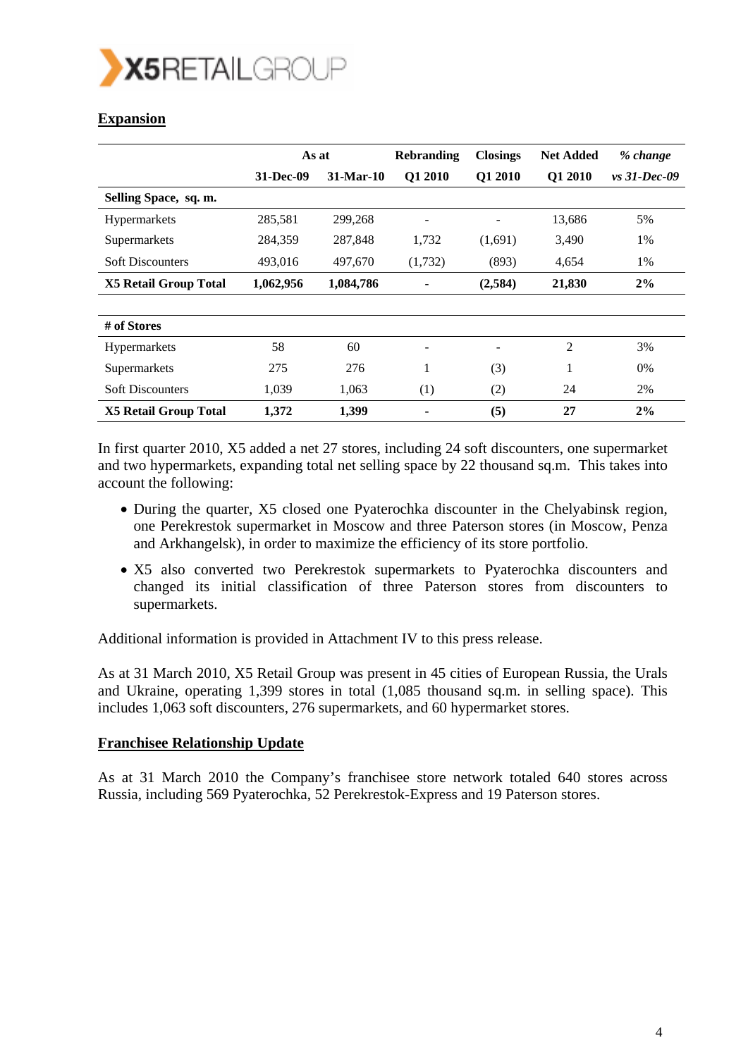## Expansion

| | As at | | Rebranding | Closings | Net Added | *% change* |
|---|---|---|---|---|---|---|
| | 31-Dec-09 | 31-Mar-10 | Q1 2010 | Q1 2010 | Q1 2010 | *vs 31-Dec-09* |
| **Selling Space, sq. m.** | | | | | | |
| Hypermarkets | 285,581 | 299,268 | - | - | 13,686 | 5% |
| Supermarkets | 284,359 | 287,848 | 1,732 | (1,691) | 3,490 | 1% |
| Soft Discounters | 493,016 | 497,670 | (1,732) | (893) | 4,654 | 1% |
| **X5 Retail Group Total** | **1,062,956** | **1,084,786** | **-** | **(2,584)** | **21,830** | **2%** |
| | | | | | | |
| **# of Stores** | | | | | | |
| Hypermarkets | 58 | 60 | - | - | 2 | 3% |
| Supermarkets | 275 | 276 | 1 | (3) | 1 | 0% |
| Soft Discounters | 1,039 | 1,063 | (1) | (2) | 24 | 2% |
| **X5 Retail Group Total** | **1,372** | **1,399** | **-** | **(5)** | **27** | **2%** |

In first quarter 2010, X5 added a net 27 stores, including 24 soft discounters, one supermarket and two hypermarkets, expanding total net selling space by 22 thousand sq.m. This takes into account the following:

- During the quarter, X5 closed one Pyaterochka discounter in the Chelyabinsk region, one Perekrestok supermarket in Moscow and three Paterson stores (in Moscow, Penza and Arkhangelsk), in order to maximize the efficiency of its store portfolio.
- X5 also converted two Perekrestok supermarkets to Pyaterochka discounters and changed its initial classification of three Paterson stores from discounters to supermarkets.

Additional information is provided in Attachment IV to this press release.

As at 31 March 2010, X5 Retail Group was present in 45 cities of European Russia, the Urals and Ukraine, operating 1,399 stores in total (1,085 thousand sq.m. in selling space). This includes 1,063 soft discounters, 276 supermarkets, and 60 hypermarket stores.

## Franchisee Relationship Update

As at 31 March 2010 the Company's franchisee store network totaled 640 stores across Russia, including 569 Pyaterochka, 52 Perekrestok-Express and 19 Paterson stores.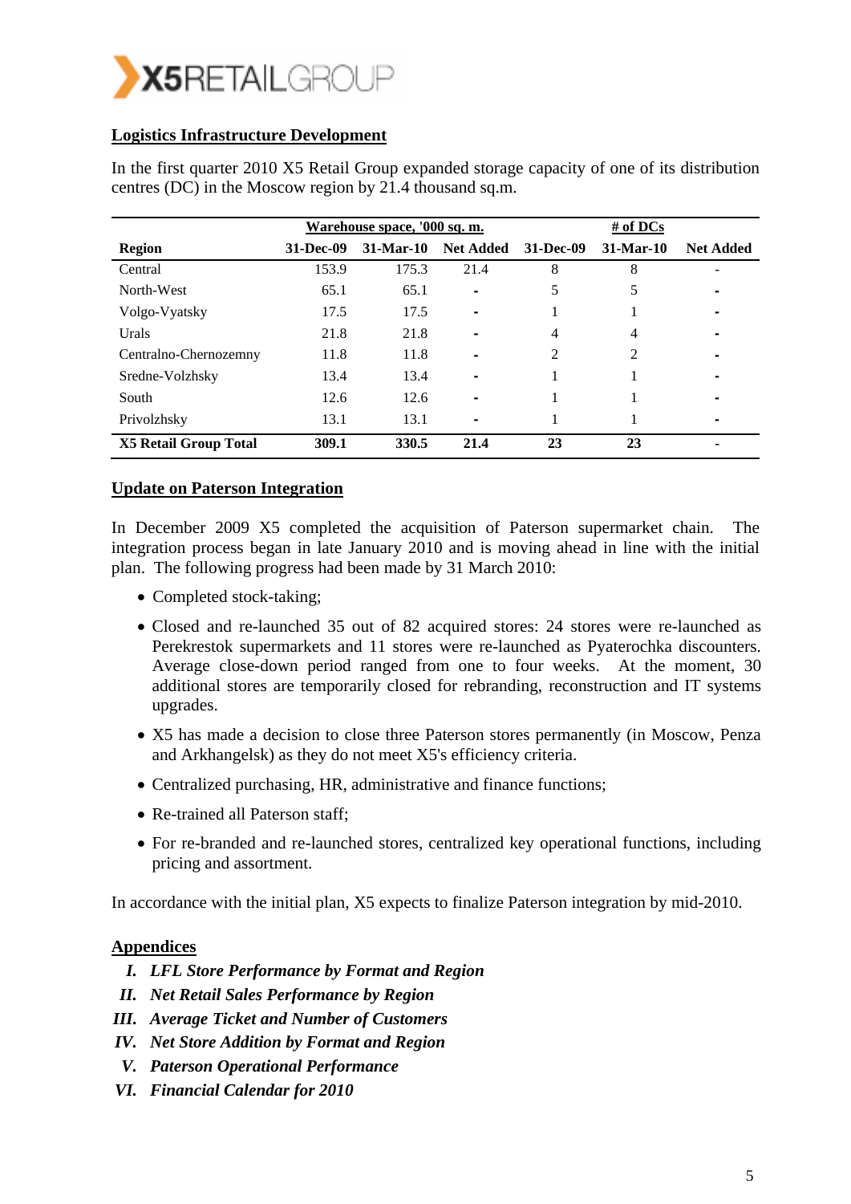## Logistics Infrastructure Development

In the first quarter 2010 X5 Retail Group expanded storage capacity of one of its distribution centres (DC) in the Moscow region by 21.4 thousand sq.m.

| | Warehouse space, '000 sq. m. | | | # of DCs | | |
|---|---|---|---|---|---|---|
| **Region** | **31-Dec-09** | **31-Mar-10** | **Net Added** | **31-Dec-09** | **31-Mar-10** | **Net Added** |
| Central | 153.9 | 175.3 | 21.4 | 8 | 8 | - |
| North-West | 65.1 | 65.1 | - | 5 | 5 | - |
| Volgo-Vyatsky | 17.5 | 17.5 | - | 1 | 1 | - |
| Urals | 21.8 | 21.8 | - | 4 | 4 | - |
| Centralno-Chernozemny | 11.8 | 11.8 | - | 2 | 2 | - |
| Sredne-Volzhsky | 13.4 | 13.4 | - | 1 | 1 | - |
| South | 12.6 | 12.6 | - | 1 | 1 | - |
| Privolzhsky | 13.1 | 13.1 | - | 1 | 1 | - |
| **X5 Retail Group Total** | **309.1** | **330.5** | **21.4** | **23** | **23** | - |

## Update on Paterson Integration

In December 2009 X5 completed the acquisition of Paterson supermarket chain. The integration process began in late January 2010 and is moving ahead in line with the initial plan. The following progress had been made by 31 March 2010:

- Completed stock-taking;
- Closed and re-launched 35 out of 82 acquired stores: 24 stores were re-launched as Perekrestok supermarkets and 11 stores were re-launched as Pyaterochka discounters. Average close-down period ranged from one to four weeks. At the moment, 30 additional stores are temporarily closed for rebranding, reconstruction and IT systems upgrades.
- X5 has made a decision to close three Paterson stores permanently (in Moscow, Penza and Arkhangelsk) as they do not meet X5's efficiency criteria.
- Centralized purchasing, HR, administrative and finance functions;
- Re-trained all Paterson staff;
- For re-branded and re-launched stores, centralized key operational functions, including pricing and assortment.

In accordance with the initial plan, X5 expects to finalize Paterson integration by mid-2010.

## Appendices

I. *LFL Store Performance by Format and Region*
II. *Net Retail Sales Performance by Region*
III. *Average Ticket and Number of Customers*
IV. *Net Store Addition by Format and Region*
V. *Paterson Operational Performance*
VI. *Financial Calendar for 2010*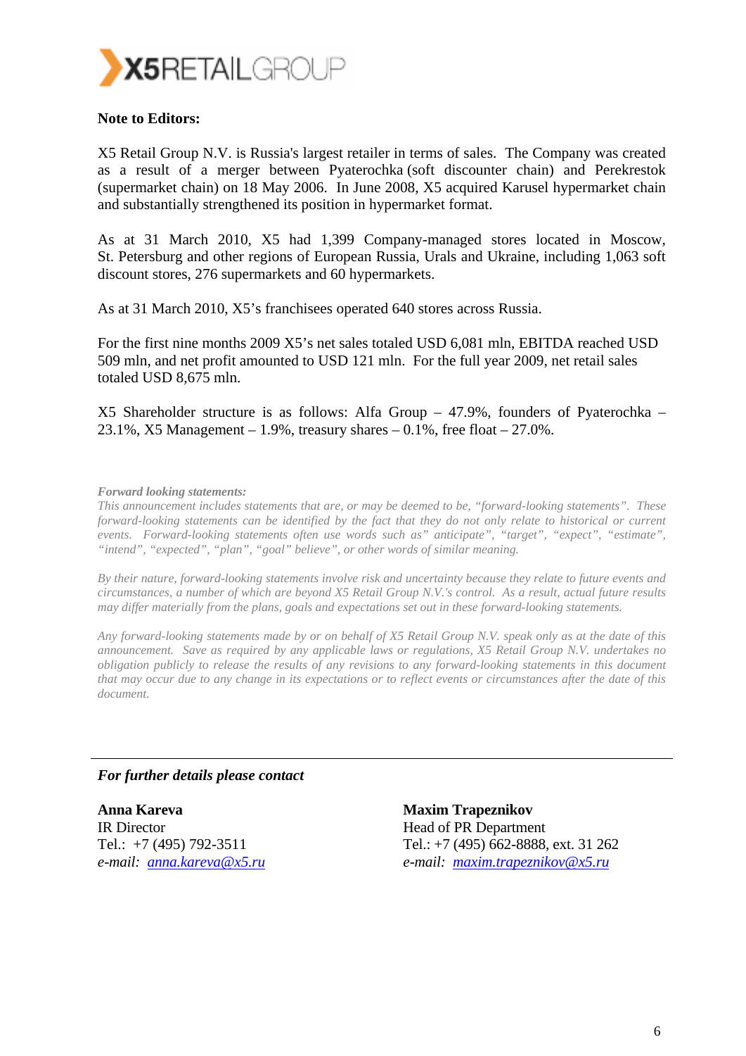**Note to Editors:**

X5 Retail Group N.V. is Russia's largest retailer in terms of sales. The Company was created as a result of a merger between Pyaterochka (soft discounter chain) and Perekrestok (supermarket chain) on 18 May 2006. In June 2008, X5 acquired Karusel hypermarket chain and substantially strengthened its position in hypermarket format.

As at 31 March 2010, X5 had 1,399 Company-managed stores located in Moscow, St. Petersburg and other regions of European Russia, Urals and Ukraine, including 1,063 soft discount stores, 276 supermarkets and 60 hypermarkets.

As at 31 March 2010, X5's franchisees operated 640 stores across Russia.

For the first nine months 2009 X5's net sales totaled USD 6,081 mln, EBITDA reached USD 509 mln, and net profit amounted to USD 121 mln. For the full year 2009, net retail sales totaled USD 8,675 mln.

X5 Shareholder structure is as follows: Alfa Group – 47.9%, founders of Pyaterochka – 23.1%, X5 Management – 1.9%, treasury shares – 0.1%, free float – 27.0%.

***Forward looking statements:***

*This announcement includes statements that are, or may be deemed to be, "forward-looking statements". These forward-looking statements can be identified by the fact that they do not only relate to historical or current events. Forward-looking statements often use words such as" anticipate", "target", "expect", "estimate", "intend", "expected", "plan", "goal" believe", or other words of similar meaning.*

*By their nature, forward-looking statements involve risk and uncertainty because they relate to future events and circumstances, a number of which are beyond X5 Retail Group N.V.'s control. As a result, actual future results may differ materially from the plans, goals and expectations set out in these forward-looking statements.*

*Any forward-looking statements made by or on behalf of X5 Retail Group N.V. speak only as at the date of this announcement. Save as required by any applicable laws or regulations, X5 Retail Group N.V. undertakes no obligation publicly to release the results of any revisions to any forward-looking statements in this document that may occur due to any change in its expectations or to reflect events or circumstances after the date of this document.*

---

***For further details please contact***

**Anna Kareva**
IR Director
Tel.: +7 (495) 792-3511
*e-mail: anna.kareva@x5.ru*

**Maxim Trapeznikov**
Head of PR Department
Tel.: +7 (495) 662-8888, ext. 31 262
*e-mail: maxim.trapeznikov@x5.ru*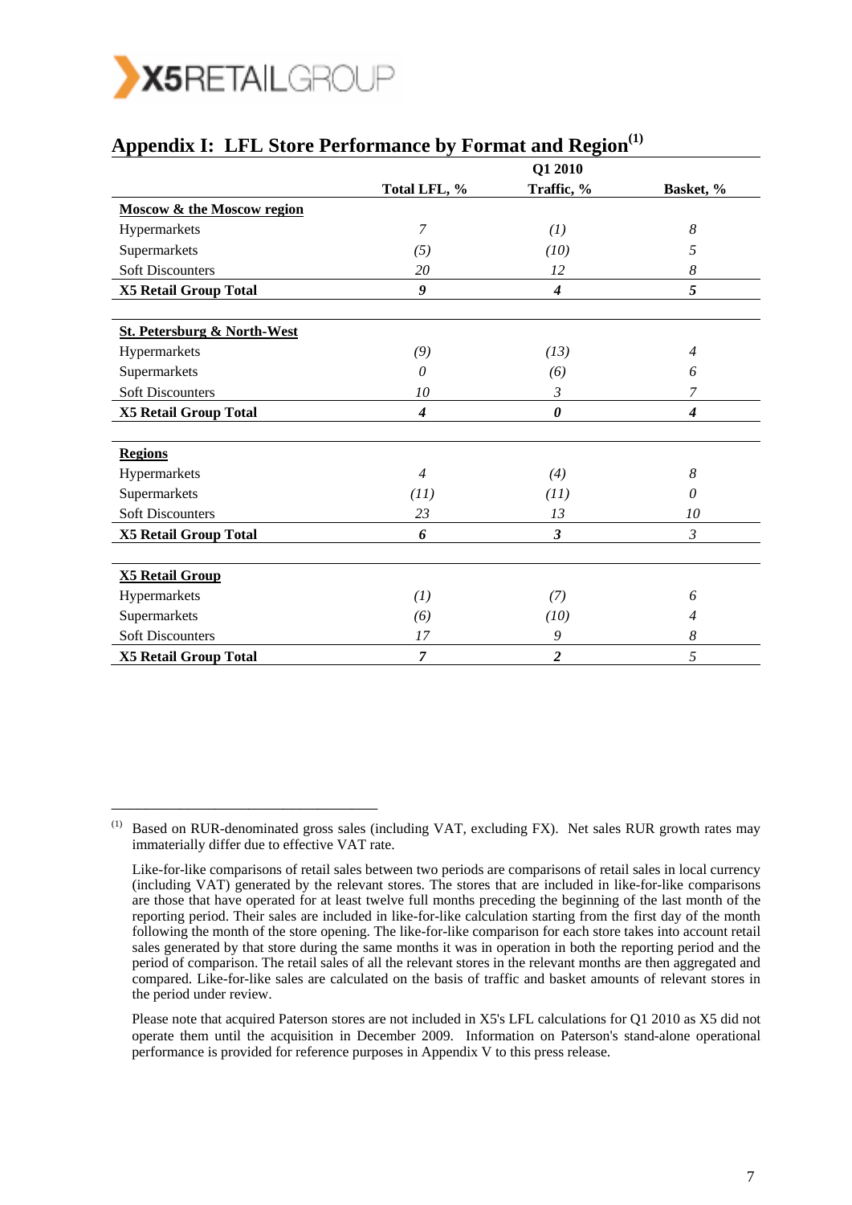## Appendix I: LFL Store Performance by Format and Region[1]

| | Q1 2010 | | |
|---|---|---|---|
| | Total LFL, % | Traffic, % | Basket, % |
| **Moscow & the Moscow region** | | | |
| Hypermarkets | 7 | (1) | 8 |
| Supermarkets | (5) | (10) | 5 |
| Soft Discounters | 20 | 12 | 8 |
| **X5 Retail Group Total** | **9** | **4** | **5** |
| **St. Petersburg & North-West** | | | |
| Hypermarkets | (9) | (13) | 4 |
| Supermarkets | 0 | (6) | 6 |
| Soft Discounters | 10 | 3 | 7 |
| **X5 Retail Group Total** | **4** | **0** | **4** |
| **Regions** | | | |
| Hypermarkets | 4 | (4) | 8 |
| Supermarkets | (11) | (11) | 0 |
| Soft Discounters | 23 | 13 | 10 |
| **X5 Retail Group Total** | **6** | **3** | 3 |
| **X5 Retail Group** | | | |
| Hypermarkets | (1) | (7) | 6 |
| Supermarkets | (6) | (10) | 4 |
| Soft Discounters | 17 | 9 | 8 |
| **X5 Retail Group Total** | **7** | **2** | 5 |

---

[1] Based on RUR-denominated gross sales (including VAT, excluding FX). Net sales RUR growth rates may immaterially differ due to effective VAT rate.

Like-for-like comparisons of retail sales between two periods are comparisons of retail sales in local currency (including VAT) generated by the relevant stores. The stores that are included in like-for-like comparisons are those that have operated for at least twelve full months preceding the beginning of the last month of the reporting period. Their sales are included in like-for-like calculation starting from the first day of the month following the month of the store opening. The like-for-like comparison for each store takes into account retail sales generated by that store during the same months it was in operation in both the reporting period and the period of comparison. The retail sales of all the relevant stores in the relevant months are then aggregated and compared. Like-for-like sales are calculated on the basis of traffic and basket amounts of relevant stores in the period under review.

Please note that acquired Paterson stores are not included in X5's LFL calculations for Q1 2010 as X5 did not operate them until the acquisition in December 2009. Information on Paterson's stand-alone operational performance is provided for reference purposes in Appendix V to this press release.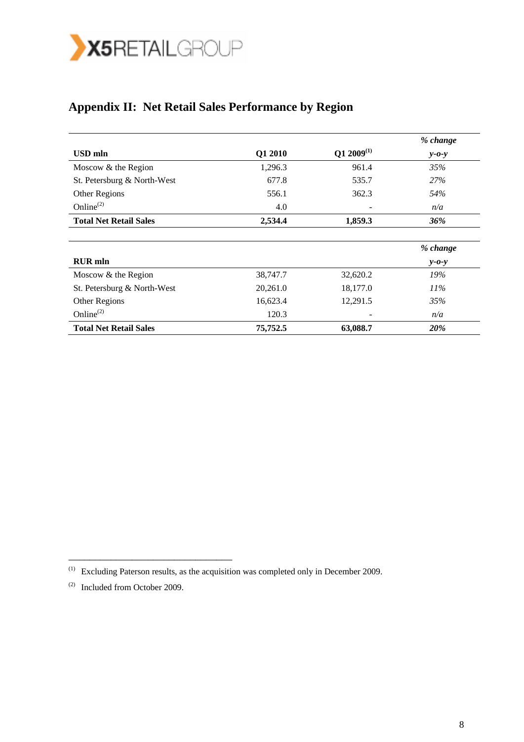## Appendix II: Net Retail Sales Performance by Region

| USD mln | Q1 2010 | Q1 2009[1] | % change y-o-y |
|---|---|---|---|
| Moscow & the Region | 1,296.3 | 961.4 | *35%* |
| St. Petersburg & North-West | 677.8 | 535.7 | *27%* |
| Other Regions | 556.1 | 362.3 | *54%* |
| Online[2] | 4.0 | - | *n/a* |
| **Total Net Retail Sales** | **2,534.4** | **1,859.3** | ***36%*** |

| RUR mln | | | % change y-o-y |
|---|---|---|---|
| Moscow & the Region | 38,747.7 | 32,620.2 | *19%* |
| St. Petersburg & North-West | 20,261.0 | 18,177.0 | *11%* |
| Other Regions | 16,623.4 | 12,291.5 | *35%* |
| Online[2] | 120.3 | - | *n/a* |
| **Total Net Retail Sales** | **75,752.5** | **63,088.7** | ***20%*** |

---

[1] Excluding Paterson results, as the acquisition was completed only in December 2009.

[2] Included from October 2009.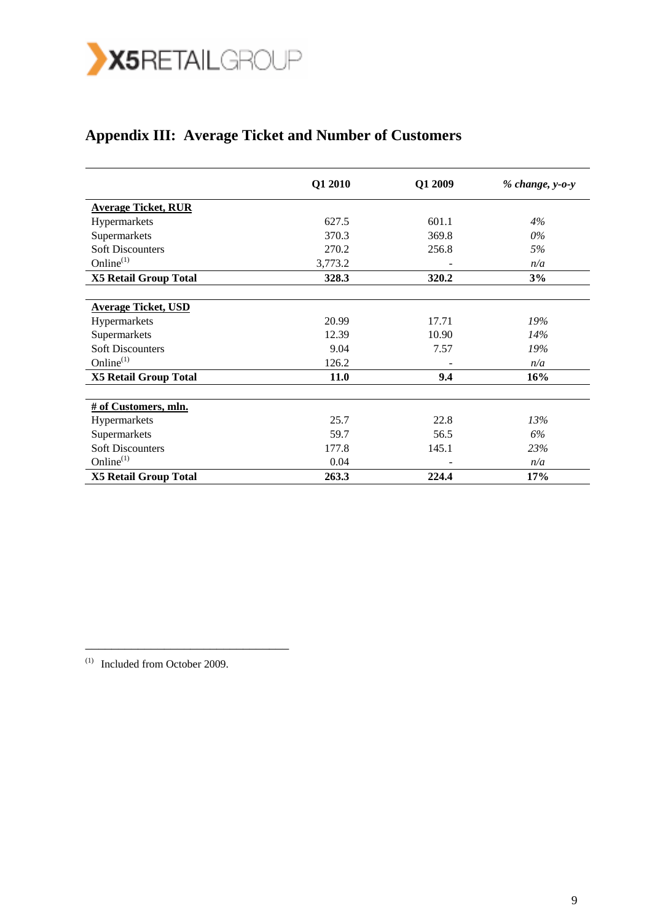# Appendix III: Average Ticket and Number of Customers

| | Q1 2010 | Q1 2009 | *% change, y-o-y* |
|---|---|---|---|
| **Average Ticket, RUR** | | | |
| Hypermarkets | 627.5 | 601.1 | *4%* |
| Supermarkets | 370.3 | 369.8 | *0%* |
| Soft Discounters | 270.2 | 256.8 | *5%* |
| Online[(1)] | 3,773.2 | - | *n/a* |
| **X5 Retail Group Total** | **328.3** | **320.2** | **3%** |
| | | | |
| **Average Ticket, USD** | | | |
| Hypermarkets | 20.99 | 17.71 | *19%* |
| Supermarkets | 12.39 | 10.90 | *14%* |
| Soft Discounters | 9.04 | 7.57 | *19%* |
| Online[(1)] | 126.2 | - | *n/a* |
| **X5 Retail Group Total** | **11.0** | **9.4** | **16%** |
| | | | |
| **# of Customers, mln.** | | | |
| Hypermarkets | 25.7 | 22.8 | *13%* |
| Supermarkets | 59.7 | 56.5 | *6%* |
| Soft Discounters | 177.8 | 145.1 | *23%* |
| Online[(1)] | 0.04 | - | *n/a* |
| **X5 Retail Group Total** | **263.3** | **224.4** | **17%** |

---

(1) Included from October 2009.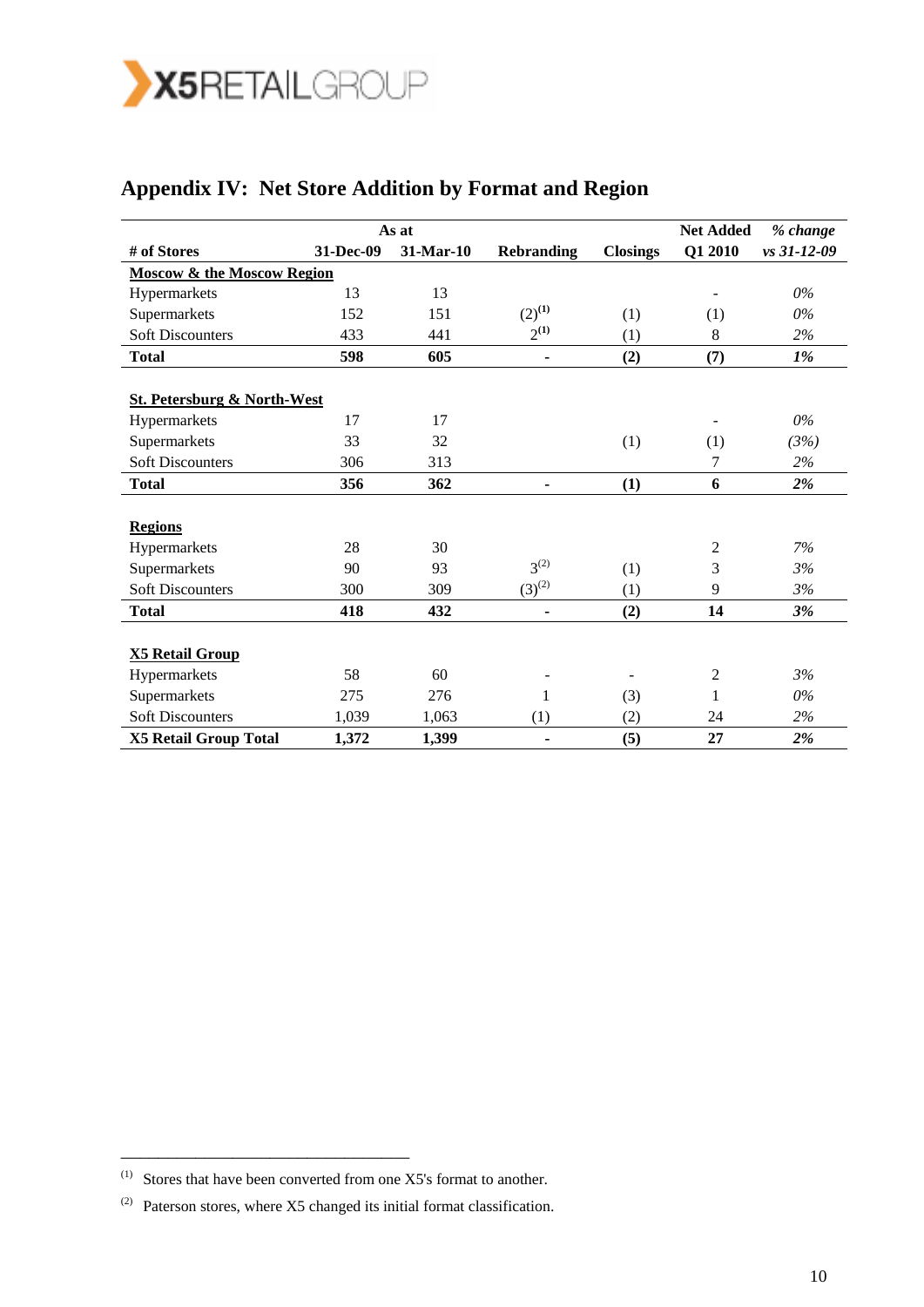## Appendix IV: Net Store Addition by Format and Region

| # of Stores | As at 31-Dec-09 | As at 31-Mar-10 | Rebranding | Closings | Net Added Q1 2010 | *% change vs 31-12-09* |
|---|---|---|---|---|---|---|
| **Moscow & the Moscow Region** | | | | | | |
| Hypermarkets | 13 | 13 | | | - | *0%* |
| Supermarkets | 152 | 151 | (2)[1] | (1) | (1) | *0%* |
| Soft Discounters | 433 | 441 | 2[1] | (1) | 8 | *2%* |
| **Total** | **598** | **605** | **-** | **(2)** | **(7)** | ***1%*** |
| **St. Petersburg & North-West** | | | | | | |
| Hypermarkets | 17 | 17 | | | - | *0%* |
| Supermarkets | 33 | 32 | | (1) | (1) | *(3%)* |
| Soft Discounters | 306 | 313 | | | 7 | *2%* |
| **Total** | **356** | **362** | **-** | **(1)** | **6** | ***2%*** |
| **Regions** | | | | | | |
| Hypermarkets | 28 | 30 | | | 2 | *7%* |
| Supermarkets | 90 | 93 | 3[2] | (1) | 3 | *3%* |
| Soft Discounters | 300 | 309 | (3)[2] | (1) | 9 | *3%* |
| **Total** | **418** | **432** | **-** | **(2)** | **14** | ***3%*** |
| **X5 Retail Group** | | | | | | |
| Hypermarkets | 58 | 60 | - | - | 2 | *3%* |
| Supermarkets | 275 | 276 | 1 | (3) | 1 | *0%* |
| Soft Discounters | 1,039 | 1,063 | (1) | (2) | 24 | *2%* |
| **X5 Retail Group Total** | **1,372** | **1,399** | **-** | **(5)** | **27** | ***2%*** |

---

[1] Stores that have been converted from one X5's format to another.

[2] Paterson stores, where X5 changed its initial format classification.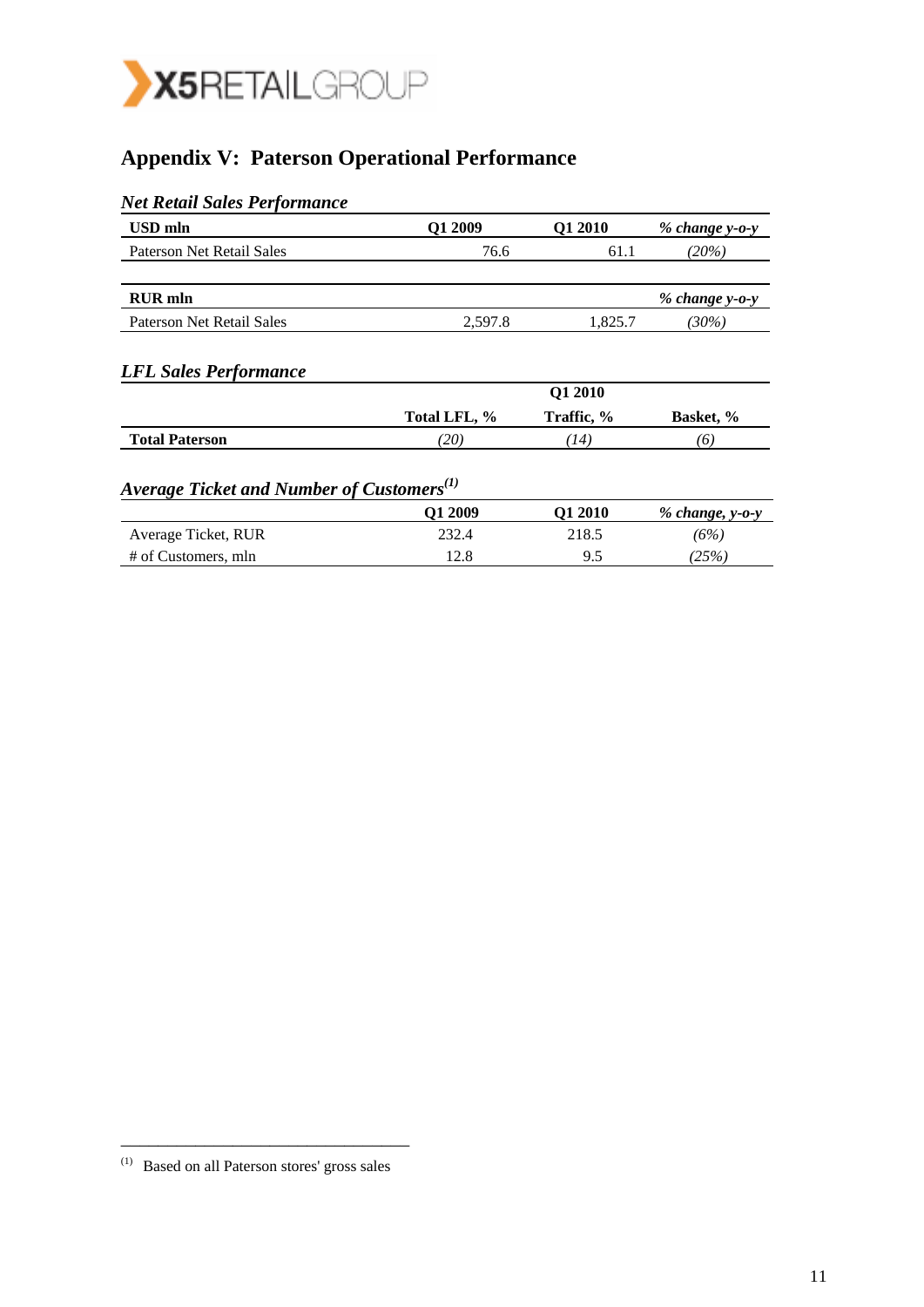## Appendix V: Paterson Operational Performance

### *Net Retail Sales Performance*

| USD mln | Q1 2009 | Q1 2010 | *% change y-o-y* |
|---|---|---|---|
| Paterson Net Retail Sales | 76.6 | 61.1 | *(20%)* |

| RUR mln | | | *% change y-o-y* |
|---|---|---|---|
| Paterson Net Retail Sales | 2,597.8 | 1,825.7 | *(30%)* |

### *LFL Sales Performance*

| | | Q1 2010 | |
|---|---|---|---|
| | **Total LFL, %** | **Traffic, %** | **Basket, %** |
| **Total Paterson** | *(20)* | *(14)* | *(6)* |

### *Average Ticket and Number of Customers*[1]

| | Q1 2009 | Q1 2010 | *% change, y-o-y* |
|---|---|---|---|
| Average Ticket, RUR | 232.4 | 218.5 | *(6%)* |
| # of Customers, mln | 12.8 | 9.5 | *(25%)* |

---

[1] Based on all Paterson stores' gross sales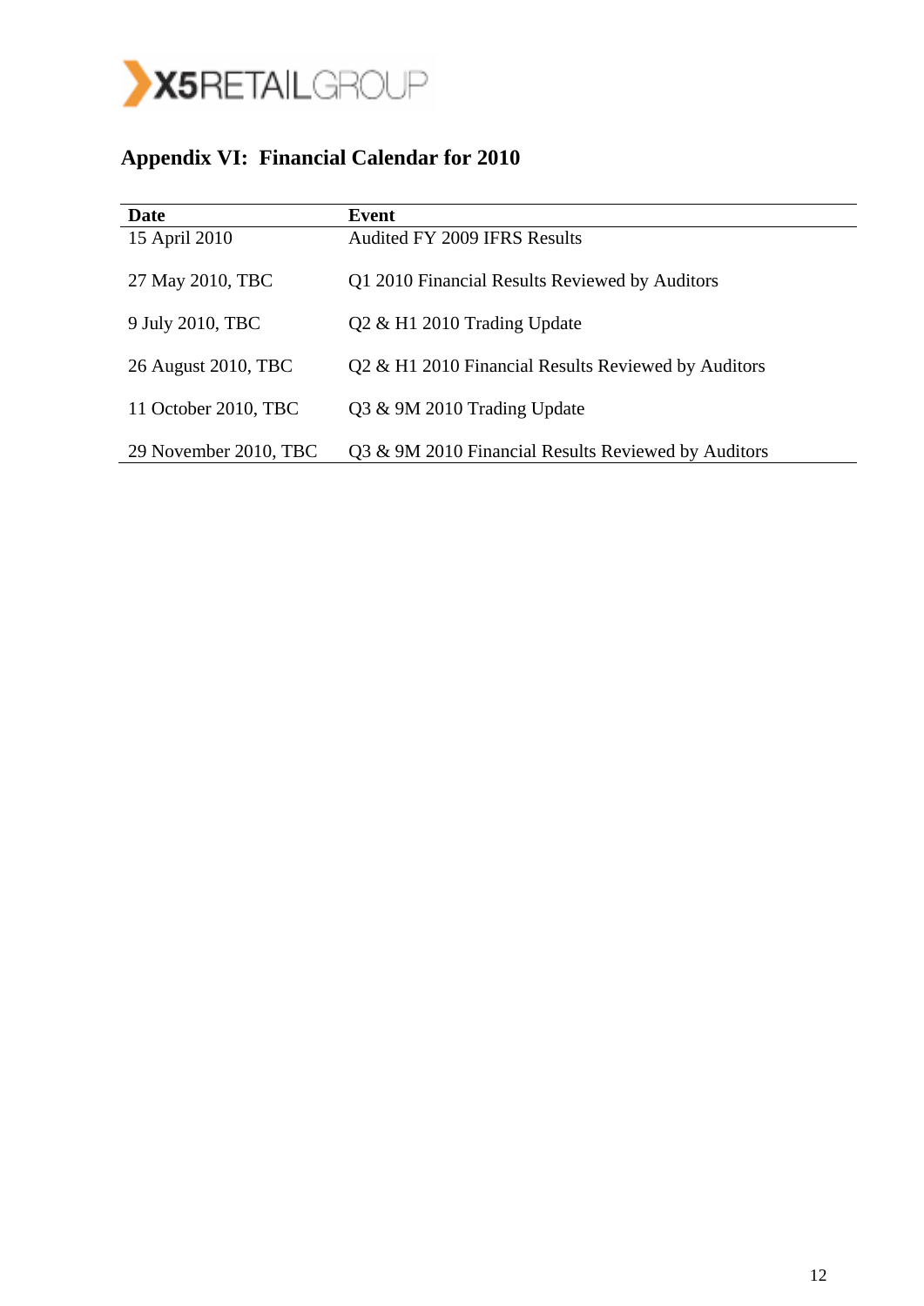X5RETAILGROUP

## Appendix VI: Financial Calendar for 2010

| Date | Event |
|---|---|
| 15 April 2010 | Audited FY 2009 IFRS Results |
| 27 May 2010, TBC | Q1 2010 Financial Results Reviewed by Auditors |
| 9 July 2010, TBC | Q2 & H1 2010 Trading Update |
| 26 August 2010, TBC | Q2 & H1 2010 Financial Results Reviewed by Auditors |
| 11 October 2010, TBC | Q3 & 9M 2010 Trading Update |
| 29 November 2010, TBC | Q3 & 9M 2010 Financial Results Reviewed by Auditors |